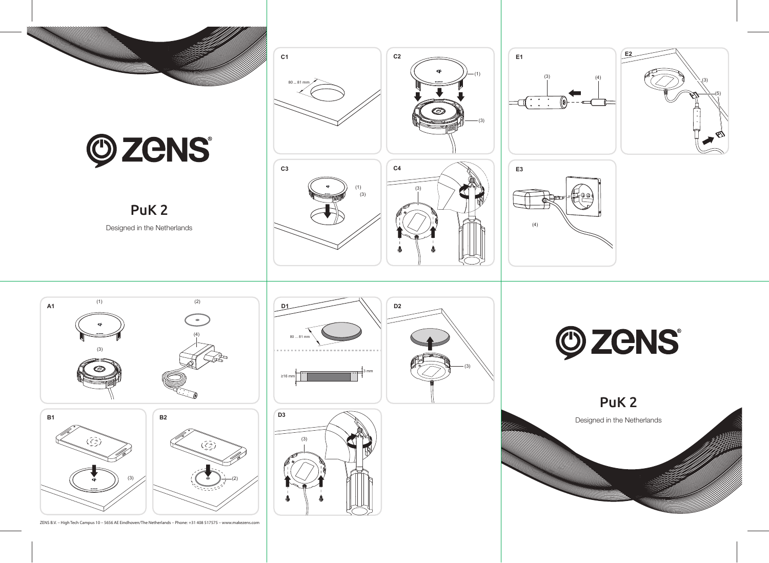# ZENS®

## PuK 2

Designed in the Netherlands

**C1**

80 ... 81 mm

**C2**

(1)

(3)

**C3**

(1)

(3)

**C4**

(3)

**E1**

(3)

(4)

**E2**

(3)

(5)

**E3**

(4)

**A1**

(1)

(2)

(3)

(4)

**B1**

(3)

**B2**

(2)

**D1**

80 ... 81 mm

≥16 mm

3 mm

**D2**

(3)

**D3**

(3)

ZENS B.V. – High Tech Campus 10 – 5656 AE Eindhoven/The Netherlands – Phone: +31 408 517575 – www.makezens.com

# ZENS®

## PuK 2

Designed in the Netherlands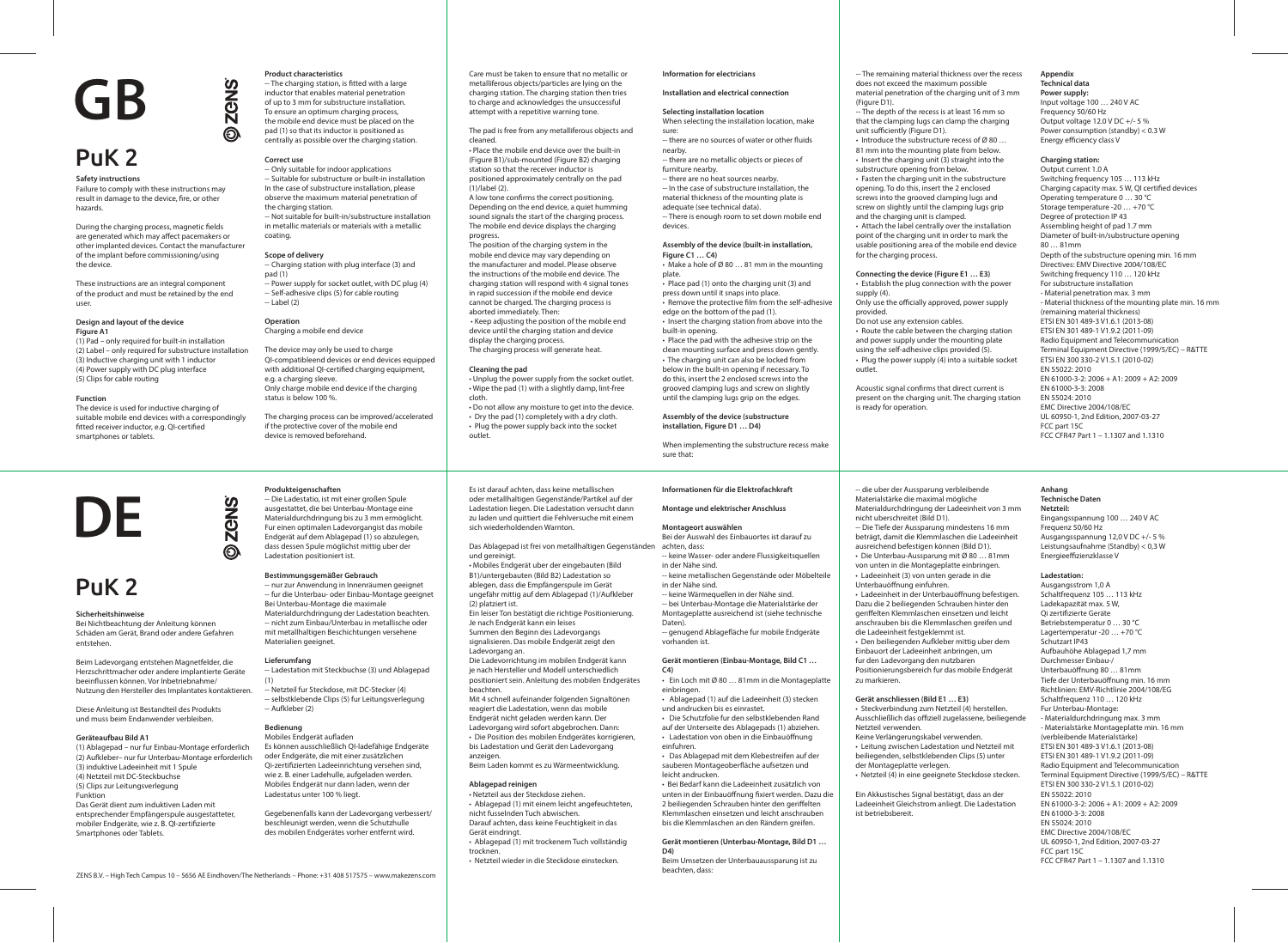# GB

ZENS

# PuK 2

### Safety instructions

Failure to comply with these instructions may result in damage to the device, fire, or other hazards.

During the charging process, magnetic fields are generated which may affect pacemakers or other implanted devices. Contact the manufacturer of the implant before commissioning/using the device.

These instructions are an integral component of the product and must be retained by the end user.

### Design and layout of the device

**Figure A1**

(1) Pad – only required for built-in installation
(2) Label – only required for substructure installation
(3) Inductive charging unit with 1 inductor
(4) Power supply with DC plug interface
(5) Clips for cable routing

### Function

The device is used for inductive charging of suitable mobile end devices with a correspondingly fitted receiver inductor, e.g. QI-certified smartphones or tablets.

### Product characteristics

-- The charging station, is fitted with a large inductor that enables material penetration of up to 3 mm for substructure installation. To ensure an optimum charging process, the mobile end device must be placed on the pad (1) so that its inductor is positioned as centrally as possible over the charging station.

### Correct use

-- Only suitable for indoor applications
-- Suitable for substructure or built-in installation In the case of substructure installation, please observe the maximum material penetration of the charging station.
-- Not suitable for built-in/substructure installation in metallic materials or materials with a metallic coating.

### Scope of delivery

-- Charging station with plug interface (3) and pad (1)
-- Power supply for socket outlet, with DC plug (4)
-- Self-adhesive clips (5) for cable routing
-- Label (2)

### Operation

Charging a mobile end device

The device may only be used to charge QI-compatibleend devices or end devices equipped with additional QI-certified charging equipment, e.g. a charging sleeve.
Only charge mobile end device if the charging status is below 100 %.

The charging process can be improved/accelerated if the protective cover of the mobile end device is removed beforehand.

Care must be taken to ensure that no metallic or metalliferous objects/particles are lying on the charging station. The charging station then tries to charge and acknowledges the unsuccessful attempt with a repetitive warning tone.

The pad is free from any metalliferous objects and cleaned.
• Place the mobile end device over the built-in (Figure B1)/sub-mounted (Figure B2) charging station so that the receiver inductor is positioned approximately centrally on the pad (1)/label (2).
A low tone confirms the correct positioning. Depending on the end device, a quiet humming sound signals the start of the charging process. The mobile end device displays the charging progress.
The position of the charging system in the mobile end device may vary depending on the manufacturer and model. Please observe the instructions of the mobile end device. The charging station will respond with 4 signal tones in rapid succession if the mobile end device cannot be charged. The charging process is aborted immediately. Then:
• Keep adjusting the position of the mobile end device until the charging station and device display the charging process.
The charging process will generate heat.

### Cleaning the pad

• Unplug the power supply from the socket outlet.
• Wipe the pad (1) with a slightly damp, lint-free cloth.
• Do not allow any moisture to get into the device.
• Dry the pad (1) completely with a dry cloth.
• Plug the power supply back into the socket outlet.

### Information for electricians

### Installation and electrical connection

### Selecting installation location

When selecting the installation location, make sure:
-- there are no sources of water or other fluids nearby.
-- there are no metallic objects or pieces of furniture nearby.
-- there are no heat sources nearby.
-- In the case of substructure installation, the material thickness of the mounting plate is adequate (see technical data).
-- There is enough room to set down mobile end devices.

### Assembly of the device (built-in installation, Figure C1 … C4)

• Make a hole of Ø 80 … 81 mm in the mounting plate.
• Place pad (1) onto the charging unit (3) and press down until it snaps into place.
• Remove the protective film from the self-adhesive edge on the bottom of the pad (1).
• Insert the charging station from above into the built-in opening.
• Place the pad with the adhesive strip on the clean mounting surface and press down gently.
• The charging unit can also be locked from below in the built-in opening if necessary. To do this, insert the 2 enclosed screws into the grooved clamping lugs and screw on slightly until the clamping lugs grip on the edges.

### Assembly of the device (substructure installation, Figure D1 … D4)

When implementing the substructure recess make sure that:
-- The remaining material thickness over the recess does not exceed the maximum possible material penetration of the charging unit of 3 mm (Figure D1).
-- The depth of the recess is at least 16 mm so that the clamping lugs can clamp the charging unit sufficiently (Figure D1).
• Introduce the substructure recess of Ø 80 … 81 mm into the mounting plate from below.
• Insert the charging unit (3) straight into the substructure opening from below.
• Fasten the charging unit in the substructure opening. To do this, insert the 2 enclosed screws into the grooved clamping lugs and screw on slightly until the clamping lugs grip and the charging unit is clamped.
• Attach the label centrally over the installation point of the charging unit in order to mark the usable positioning area of the mobile end device for the charging process.

### Connecting the device (Figure E1 … E3)

• Establish the plug connection with the power supply (4).
Only use the officially approved, power supply provided.
Do not use any extension cables.
• Route the cable between the charging station and power supply under the mounting plate using the self-adhesive clips provided (5).
• Plug the power supply (4) into a suitable socket outlet.

Acoustic signal confirms that direct current is present on the charging unit. The charging station is ready for operation.

### Appendix

**Technical data**

**Power supply:**
Input voltage 100 … 240 V AC
Frequency 50/60 Hz
Output voltage 12.0 V DC +/- 5 %
Power consumption (standby) < 0.3 W
Energy efficiency class V

**Charging station:**
Output current 1.0 A
Switching frequency 105 … 113 kHz
Charging capacity max. 5 W, QI certified devices
Operating temperature 0 … 30 °C
Storage temperature -20 … +70 °C
Degree of protection IP 43
Assembling height of pad 1.7 mm
Diameter of built-in/substructure opening 80 … 81mm
Depth of the substructure opening min. 16 mm
Directives: EMV Directive 2004/108/EC
Switching frequency 110 … 120 kHz
For substructure installation
- Material penetration max. 3 mm
- Material thickness of the mounting plate min. 16 mm (remaining material thickness)
ETSI EN 301 489-3 V1.6.1 (2013-08)
ETSI EN 301 489-1 V1.9.2 (2011-09)
Radio Equipment and Telecommunication Terminal Equipment Directive (1999/5/EC) – R&TTE
ETSI EN 300 330-2 V1.5.1 (2010-02)
EN 55022: 2010
EN 61000-3-2: 2006 + A1: 2009 + A2: 2009
EN 61000-3-3: 2008
EN 55024: 2010
EMC Directive 2004/108/EC
UL 60950-1, 2nd Edition, 2007-03-27
FCC part 15C
FCC CFR47 Part 1 – 1.1307 and 1.1310

# DE

ZENS

# PuK 2

### Sicherheitshinweise

Bei Nichtbeachtung der Anleitung können Schäden am Gerät, Brand oder andere Gefahren entstehen.

Beim Ladevorgang entstehen Magnetfelder, die Herzschrittmacher oder andere implantierte Geräte beeinflussen können. Vor Inbetriebnahme/Nutzung den Hersteller des Implantates kontaktieren.

Diese Anleitung ist Bestandteil des Produkts und muss beim Endanwender verbleiben.

### Geräteaufbau Bild A1

(1) Ablagepad – nur für Einbau-Montage erforderlich
(2) Aufkleber– nur für Unterbau-Montage erforderlich
(3) induktive Ladeeinheit mit 1 Spule
(4) Netzteil mit DC-Steckbuchse
(5) Clips zur Leitungsverlegung

Funktion

Das Gerät dient zum induktiven Laden mit entsprechender Empfängerspule ausgestatteter, mobiler Endgeräte, wie z. B. QI-zertifizierte Smartphones oder Tablets.

### Produkteigenschaften

-- Die Ladestatio, ist mit einer großen Spule ausgestattet, die bei Unterbau-Montage eine Materialdurchdringung bis zu 3 mm ermöglicht. Für einen optimalen Ladevorgangist das mobile Endgerät auf dem Ablagepad (1) so abzulegen, dass dessen Spule möglichst mittig über der Ladestation positioniert ist.

### Bestimmungsgemäßer Gebrauch

-- nur zur Anwendung in Innenräumen geeignet
-- für die Unterbau- oder Einbau-Montage geeignet Bei Unterbau-Montage die maximale Materialdurchdringung der Ladestation beachten.
-- nicht zum Einbau/Unterbau in metallische oder mit metallhaltigen Beschichtungen versehene Materialien geeignet.

### Lieferumfang

-- Ladestation mit Steckbuchse (3) und Ablagepad (1)
-- Netzteil für Steckdose, mit DC-Stecker (4)
-- selbstklebende Clips (5) für Leitungsverlegung
-- Aufkleber (2)

### Bedienung

Mobiles Endgerät aufladen
Es können ausschließlich QI-ladefähige Endgeräte oder Endgeräte, die mit einer zusätzlichen Qi-zertifizierten Ladeeinrichtung versehen sind, wie z. B. einer Ladehülle, aufgeladen werden. Mobiles Endgerät nur dann laden, wenn der Ladestatus unter 100 % liegt.

Gegebenenfalls kann der Ladevorgang verbessert/beschleunigt werden, wenn die Schutzhülle des mobilen Endgerätes vorher entfernt wird.

Es ist darauf achten, dass keine metallischen oder metallhaltigen Gegenstände/Partikel auf der Ladestation liegen. Die Ladestation versucht dann zu laden und quittiert die Fehlversuche mit einem sich wiederholenden Warnton.

Das Ablagepad ist frei von metallhaltigen Gegenständen und gereinigt.
• Mobiles Endgerät über der eingebauten (Bild B1)/untergebauten (Bild B2) Ladestation so ablegen, dass die Empfangsspule im Gerät ungefähr mittig auf dem Ablagepad (1)/Aufkleber (2) platziert ist.
Ein leiser Ton bestätigt die richtige Positionierung. Je nach Endgerät kann ein leises Summen den Beginn des Ladevorgangs signalisieren. Das mobile Endgerät zeigt den Ladevorgang an.
Die Ladevorrichtung im mobilen Endgerät kann je nach Hersteller und Modell unterschiedlich positioniert sein. Anleitung des mobilen Endgerätes beachten.
Mit 4 schnell aufeinander folgenden Signaltönen reagiert die Ladestation, wenn das mobile Endgerät nicht geladen werden kann. Der Ladevorgang wird sofort abgebrochen. Dann:
• Die Position des mobilen Endgerätes korrigieren, bis Ladestation und Gerät den Ladevorgang anzeigen.
Beim Laden kommt es zu Wärmeentwicklung.

### Ablagepad reinigen

• Netzteil aus der Steckdose ziehen.
• Ablagepad (1) mit einem leicht angefeuchteten, nicht fusselnden Tuch abwischen.
Darauf achten, dass keine Feuchtigkeit in das Gerät eindringt.
• Ablagepad (1) mit trockenem Tuch vollständig trocknen.
• Netzteil wieder in die Steckdose einstecken.

### Informationen für die Elektrofachkraft

### Montage und elektrischer Anschluss

### Montageort auswählen

Bei der Auswahl des Einbauortes ist darauf zu achten, dass:
-- keine Wasser- oder andere Flussigkeitsquellen in der Nähe sind.
-- keine metallischen Gegenstände oder Möbelteile in der Nähe sind.
-- keine Wärmequellen in der Nähe sind.
-- bei Unterbau-Montage die Materialstärke der Montageplatte ausreichend ist (siehe technische Daten).
-- genugend Ablagefläche fur mobile Endgeräte vorhanden ist.

### Gerät montieren (Einbau-Montage, Bild C1 … C4)

• Ein Loch mit Ø 80 … 81mm in die Montageplatte einbringen.
• Ablagepad (1) auf die Ladeeinheit (3) stecken und andrucken bis es einrastet.
• Die Schutzfolie fur den selbstklebenden Rand auf der Unterseite des Ablagepads (1) abziehen.
• Ladestation von oben in die Einbauöffnung einführen.
• Das Ablagepad mit dem Klebestreifen auf der sauberen Montageoberfläche aufsetzen und leicht andrucken.
• Bei Bedarf kann die Ladeeinheit zusätzlich von unten in der Einbauöffnung fixiert werden. Dazu die 2 beiliegenden Schrauben hinter den geriffelten Klemmlaschen einsetzen und leicht anschrauben bis die Klemmlaschen an den Rändern greifen.

### Gerät montieren (Unterbau-Montage, Bild D1 … D4)

Beim Umsetzen der Unterbauaussparung ist zu beachten, dass:
-- die über der Aussparung verbleibende Materialstärke die maximal mögliche Materialdurchdringung der Ladeeinheit von 3 mm nicht uberschreitet (Bild D1).
-- Die Tiefe der Aussparung mindestens 16 mm beträgt, damit die Klemmlaschen die Ladeeinheit ausreichend befestigen können (Bild D1).
• Die Unterbau-Aussparung mit Ø 80 … 81mm von unten in die Montageplatte einbringen.
• Ladeeinheit (3) von unten gerade in die Unterbauöffnung einführen.
• Ladeeinheit in der Unterbauöffnung befestigen. Dazu die 2 beiliegenden Schrauben hinter den geriffelten Klemmlaschen einsetzen und leicht anschrauben bis die Klemmlaschen greifen und die Ladeeinheit festgeklemmt ist.
• Den beiliegenden Aufkleber mittig über dem Einbauort der Ladeeinheit anbringen, um fur den Ladevorgang den nutzbaren Positionierungsbereich fur das mobile Endgerät zu markieren.

### Gerät anschliessen (Bild E1 … E3)

• Steckverbindung zum Netzteil (4) herstellen. Ausschließlich das offiziell zugelassene, beiliegende Netzteil verwenden.
Keine Verlängerungskabel verwenden.
• Leitung zwischen Ladestation und Netzteil mit beiliegenden, selbstklebenden Clips (5) unter der Montageplatte verlegen.
• Netzteil (4) in eine geeignete Steckdose stecken.

Ein Akkustisches Signal bestätigt, dass an der Ladeeinheit Gleichstrom anliegt. Die Ladestation ist betriebsbereit.

### Anhang

**Technische Daten**

**Netzteil:**
Eingangsspannung 100 … 240 V AC
Frequenz 50/60 Hz
Ausgangsspannung 12,0 V DC +/- 5 %
Leistungsaufnahme (Standby) < 0,3 W
Energieeffizienzklasse V

**Ladestation:**
Ausgangsstrom 1,0 A
Schaltfrequenz 105 … 113 kHz
Ladekapazität max. 5 W,
Qi zertifizierte Geräte
Betriebstemperatur 0 … 30 °C
Lagertemperatur -20 … +70 °C
Schutzart IP43
Aufbauhöhe Ablagepad 1,7 mm
Durchmesser Einbau-/Unterbauöffnung 80 … 81mm
Tiefe der Unterbauöffnung min. 16 mm
Richtlinien: EMV-Richtlinie 2004/108/EG
Schaltfrequenz 110 … 120 kHz
Fur Unterbau-Montage:
- Materialdurchdringung max. 3 mm
- Materialstärke Montageplatte min. 16 mm (verbleibende Materialstärke)
ETSI EN 301 489-3 V1.6.1 (2013-08)
ETSI EN 301 489-1 V1.9.2 (2011-09)
Radio Equipment and Telecommunication Terminal Equipment Directive (1999/5/EC) – R&TTE
ETSI EN 300 330-2 V1.5.1 (2010-02)
EN 55022: 2010
EN 61000-3-2: 2006 + A1: 2009 + A2: 2009
EN 61000-3-3: 2008
EN 55024: 2010
EMC Directive 2004/108/EC
UL 60950-1, 2nd Edition, 2007-03-27
FCC part 15C
FCC CFR47 Part 1 – 1.1307 and 1.1310

ZENS B.V. – High Tech Campus 10 – 5656 AE Eindhoven/The Netherlands – Phone: +31 408 517575 – www.makezens.com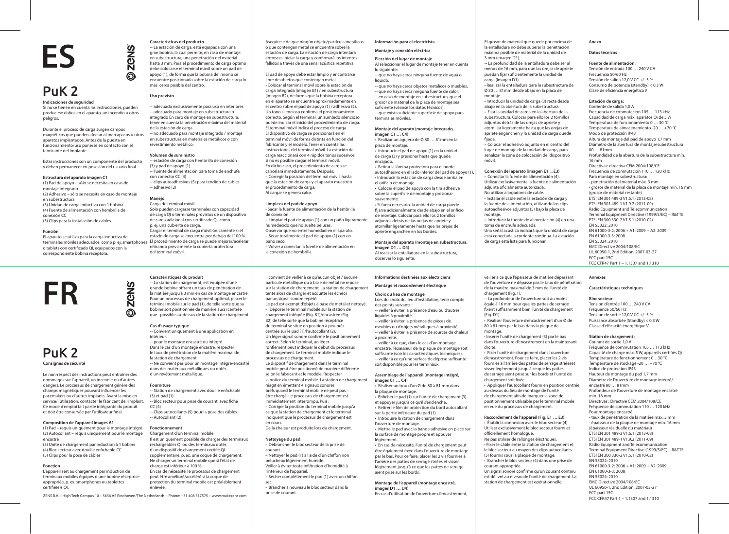# ES

ZENS

## PuK 2

### Indicaciones de seguridad

Si no se tienen en cuenta las instrucciones, pueden producirse daños en el aparato, un incendio u otros peligros.

Durante el proceso de carga surgen campos magnéticos que pueden afectar al marcapasos u otros aparatos implantados. Antes de la puesta en funcionamiento/uso ponerse en contacto con el fabricante del implante.

Estas instrucciones son un componente del producto y deben permanecer en posesión del usuario final.

### Estructura del aparato imagen C1

(1) Pad de apoyo – sólo se necesita en caso de montaje integrado
(2) Adhesivo – sólo se necesita en caso de montaje en substructura
(3) Unidad de carga inductiva con 1 bobina
(4) Fuente de alimentación con hembrilla de conexión CC
(5) Clips para la instalación de cables

### Función

El aparato se utiliza para la carga inductiva de terminales móviles adecuados, como p. ej. smartphones o tablets con certificado QI, equipados con la correspondiente bobina receptora.

### Características del producto

-- La estación de carga, está equipada con una gran bobina, la cual permite, en caso de montaje en substructura, una penetración del material hasta 3 mm. Para el procedimiento de carga óptimo debe colocarse el terminal móvil sobre un pad de apoyo (1), de forma que la bobina del mismo se encuentre posicionada sobre la estación de carga lo más cerca posible del centro.

### Uso previsto

-- adecuado exclusivamente para uso en interiores
-- adecuado para montaje en substructura o integrado En caso de montaje en substructura, tener en cuenta la penetración máxima del material de la estación de carga.
-- no adecuado para montaje integrado / montaje en substructura en materiales metálicos o con revestimiento metálico.

### Volumen de suministro

-- estación de carga con hembrilla de conexión (3) y pad de apoyo (1)
-- Fuente de alimentación para toma de enchufe, con conector CC (4)
-- clips autoadhesivos (5) para tendido de cables
-- adhesivo (2)

### Manejo

Carga de terminal móvil
Solo pueden cargarse terminales con capacidad de carga QI o terminales provistos de un dispositivo de carga adicional con certificado Qi, como p. ej. una cubierta de carga.
Cargar el terminal de carga móvil únicamente si el estado de carga se encuentra por debajo del 100 %.
El procedimiento de carga se puede mejorar/acelerar retirando previamente la cubierta protectora del terminal móvil.

Asegúrese de que ningún objeto/partícula metálicos o que contengan metal se encuentre sobre la estación de carga. La estación de carga intentará entonces iniciar la carga y confirmará los intentos fallidos a través de una señal acústica repetitiva.

El pad de apoyo debe estar limpio y encontrarse libre de objetos que contengan metal.
• Colocar el terminal móvil sobre la estación de carga integrada (imagen B1) / en substructura (imagen B2), de forma que la bobina receptora en el aparato se encuentre aproximadamente en el centro sobre el pad de apoyo (1) / adhesivo (2). Un tono silencioso confirma el posicionamiento correcto. Según el terminal, un zumbido silencioso puede indicar el inicio del procedimiento de carga. El terminal móvil indica el proceso de carga. El dispositivo de carga se posicionará en el terminal móvil de forma distinta en función del fabricante y el modelo. Tener en cuenta las instrucciones del terminal móvil. La estación de carga reaccionará con 4 rápidos tonos sucesivos si no es posible cargar el terminal móvil. En dicho caso, el procedimiento de carga se cancelará inmediatamente. Después:
• Corregir la posición del terminal móvil, hasta que la estación de carga y el aparato muestren el procedimiento de carga.
Al cargar se genera calor.

### Limpieza del pad de apoyo

• Sacar la fuente de alimentación de la hembrilla de conexión.
• Limpiar el pad de apoyo (1) con un paño ligeramente humedecido que no suelte pelusas.
Observar que no entre humedad en el aparato.
• Secar totalmente el pad de apoyo (1) con un paño seco.
• Volver a conectar la fuente de alimentación en la conexión de hembrilla.

### Información para el electricista

### Montaje y conexión eléctrica

### Elección del lugar de montaje

Al seleccionar el lugar de montaje tener en cuenta lo siguiente:
-- que no haya cerca ninguna fuente de agua o líquido,
-- que no haya cerca objetos metálicos o muebles,
-- que no haya cerca ninguna fuente de calor,
-- en caso de montaje en substructura, que el grosor de material de la placa de montaje sea suficiente (véanse los datos técnicos).
-- que exista suficiente superficie de apoyo para terminales móviles.

### Montaje del aparato (montaje integrado, imagen C1 … C4)

• Realizar un agujero de Ø 80 … 81mm en la placa de montaje.
• Introducir el pad de apoyo (1) en la unidad de carga (3) y presionar hasta que quede encajado.
• Retirar la lámina protectora para el borde autoadhesivo en el lado inferior del pad de apoyo (1).
• Introducir la estación de carga desde arriba en el orificio de montaje.
• Colocar el pad de apoyo con la tira adhesiva sobre la superficie de montaje y presionar suavemente.
• Si fuera necesario, la unidad de carga puede fijarse adicionalmente desde abajo en el orificio de montaje. Colocar para ello los 2 tornillos adjuntos detrás de las orejas de apriete y atornillar ligeramente hasta que las orejas de apriete enganchen en los bordes.

### Montaje del aparato (montaje en substructura, imagen D1 … D4)

Al realizar la entalladura en la substructura, observar lo siguiente:

El grosor de material que quede por encima de la entalladura no debe superar la penetración máxima posible de material de la unidad de 3 mm (imagen D1).
-- La profundidad de la entalladura debe ser al menos de 16 mm, para que las orejas de apriete puedan fijar suficientemente la unidad de carga (imagen D1).
• Realizar la entalladura para la substructura de Ø 80 … 81mm desde abajo en la placa de montaje.
• Introducir la unidad de carga (3) recta desde abajo en la abertura de la substructura.
• Fijar la unidad de carga en la abertura de la substructura. Colocar para ello los 2 tornillos adjuntos detrás de las orejas de apriete y atornillar ligeramente hasta que las orejas de apriete enganchen y la unidad de carga quede fijada.
• Colocar el adhesivo adjunto en el centro del lugar de montaje de la unidad de carga, para señalizar la zona de colocación del dispositivo móvil.

### Conexión del aparato (imagen E1 ... E3)

• Conectar la fuente de alimentación (4).
Utilizar exclusivamente la fuente de alimentación adjunta oficialmente autorizada.
No utilizar alargadores de cable.
• Instalar el cable entre la estación de carga y la fuente de alimentación, utilizando los clips autoadhesivos adjuntos (5) bajo la placa de montaje.
• Introducir la fuente de alimentación (4) en una toma de enchufe adecuada.
Una señal acústica indicará que la unidad de carga está conectada a corriente continua. La estación de carga está lista para funcionar.

### Anexo

### Datos técnicos

**Fuente de alimentación:**
Tensión de entrada 100 … 240 V CA
Frecuencia 50/60 Hz
Tensión de salida 12,0 V CC +/- 5 %
Consumo de potencia (standby) < 0,3 W
Clase de eficiencia energética V

**Estación de carga:**
Corriente de salida 1,0 A
Frecuencia de conmutación 105 … 113 kHz
Capacidad de carga máx. aparatos Qi de 5 W
Temperatura de funcionamiento 0 … 30 °C
Temperatura de almacenamiento -20 … +70 °C
Modo de protección IP43
Altura de montaje del pad de apoyo 1,7 mm
Diámetro de la abertura de montaje/substructura 80 … 81mm
Profundidad de la abertura de la substructura mín. 16 mm
Directivas: directiva CEM 2004/108/CE
Frecuencia de conmutación 110 … 120 kHz
Para montaje en substructura:
- penetración del material máx. 3 mm
- grosor de material de la placa de montaje mín. 16 mm (grosor de material restante)
ETSI EN 301 489-3 V1.6.1 (2013-08)
ETSI EN 301 489-1 V1.9.2 (2011-09)
Radio Equipment and Telecommunication Terminal Equipment Directive (1999/5/EC) – R&TTE
ETSI EN 300 330-2 V1.5.1 (2010-02)
EN 55022: 2010
EN 61000-3-2: 2006 + A1: 2009 + A2: 2009
EN 61000-3-3: 2008
EN 55024: 2010
EMC Directive 2004/108/EC
UL 60950-1, 2nd Edition, 2007-03-27
FCC part 15C.
FCC CFR47 Part 1 – 1.1307 and 1.1310

# FR

ZENS

## PuK 2

### Consignes de sécurité

Le non-respect des instructions peut entraîner des dommages sur l'appareil, un incendie ou d'autres dangers. Le processus de chargement génère des champs magnétiques pouvant influencer les pacemakers ou d'autres implants. Avant la mise en service/l'utilisation, contacter le fabricant de l'implant. Ce mode d'emploi fait partie intégrante du produit et doit être conservée par l'utilisateur final.

### Composition de l'appareil images A1

(1) Pad – requis uniquement pour le montage intégré
(2) Autocollant – requis uniquement pour le montage encastré
(3) Unité de chargement par induction à 1 bobine
(4) Bloc secteur avec douille enfichable CC
(5) Clips pour la pose de câbles

### Function

L'appareil sert au chargement par induction de terminaux mobiles équipés d'une bobine réceptrice appropriée, p. ex. smartphones ou tablettes certifié(e)s QI.

### Caractéristiques du produit

-- La station de chargement, est équipée d'une grande bobine offrant un taux de pénétration de la matière jusqu'à 3 mm en cas de montage encastré. Pour un processus de chargement optimal, placer le terminal mobile sur le pad (1), de telle sorte que sa bobine soit positionnée de manière aussi centrée que possible au-dessus de la station de chargement.

### Cas d'usage typique

-- Convient uniquement à une application en intérieur.
-- pour le montage encastré ou intégré
Dans le cas d'un montage encastré, respecter le taux de pénétration de la matière maximal de la station de chargement.
-- Ne convient pas pour un montage intégré/encastré dans des matériaux métalliques ou dotés d'un revêtement métallique.

### Fourniture

-- Station de chargement avec douille enfichable (3) et pad (1)
-- Bloc secteur pour prise de courant, avec fiche CC (4)
-- Clips autocollants (5) pour la pose des câbles
-- Autocollant (2)

### Fonctionnement

Chargement d'un terminal mobile
Il est uniquement possible de charger des terminaux rechargeables QI ou des terminaux dotés d'un dispositif de chargement certifié QI supplémentaire, p. ex. une coque de chargement. Ne charger un terminal mobile que si l'état de charge est inférieur à 100 %.
En cas de nécessité, le processus de chargement peut être amélioré/accéléré si la coque de protection du terminal mobile est préalablement enlevée.

Il convient de veiller à ce qu'aucun objet / aucune particule métallique ou à base de métal ne repose sur la station de chargement. La station de chargement tente alors de charger et acquitte les échecs par un signal sonore répété.
Le pad est exempt d'objets à base de métal et nettoyé.
• Déposer le terminal mobile sur la station de chargement intégrée (Fig. B1)/encastrée (Fig. B2) de telle sorte que la bobine réceptrice du terminal se situe en position à peu près centrée sur le pad (1)/l'autocollant (2).
Un léger signal sonore confirme le positionnement correct. Selon le terminal, un léger ronflement peut indiquer le début du processus de chargement. Le terminal mobile indique le processus de chargement.
Le dispositif de chargement dans le terminal mobile peut être positionné de manière différente selon le fabricant et le modèle. Respecter la notice du terminal mobile. La station de chargement réagit en émettant 4 signaux sonores brefs quand le terminal mobile ne peut pas être chargé. Le processus de chargement est immédiatement interrompu. Puis :
• Corriger la position du terminal mobile jusqu'à ce que la station de chargement et le terminal indiquent que le processus de chargement est en cours.
De la chaleur est produite lors du chargement.

### Nettoyage du pad

• Débrancher le bloc secteur de la prise de courant.
• Nettoyer le pad (1) à l'aide d'un chiffon non pelucheux légèrement humide.
Veiller à éviter toute infiltration d'humidité à l'intérieur de l'appareil.
• Sécher complètement le pad (1) avec un chiffon sec.
• Brancher à nouveau le bloc secteur dans la prise de courant.

### Informations destinées aux électriciens

### Montage et raccordement électrique

### Choix du lieu de montage

Lors du choix du lieu d'installation, tenir compte des points suivants :
-- veiller à éviter la présence d'eau ou d'autres liquides à proximité.
-- veiller à éviter la présence de pièces de meubles ou d'objets métalliques à proximité.
-- veiller à éviter la présence de sources de chaleur à proximité.
-- veiller à ce que, dans le cas d'un montage encastré, l'épaisseur de la plaque de montage soit suffisante (voir les caractéristiques techniques).
-- veiller à ce qu'une surface de dépose suffisante soit disponible pour les terminaux.

### Assemblage de l'appareil (montage intégré, images C1 … C4)

• Réaliser un trou d'un Ø de 80 à 81 mm dans la plaque de montage.
• Enficher le pad (1) sur l'unité de chargement (3) et appuyer jusqu'à ce qu'il s'enclenche.
• Retirer le film de protection du bord autocollant sur la partie inférieure du pad (1).
• Introduire la station de chargement dans l'ouverture de montage.
• Mettre le pad avec la bande adhésive en place sur la surface de montage propre et appuyer légèrement.
• En cas de nécessité, l'unité de chargement peut être également fixée dans l'ouverture de montage par le bas. Pour ce faire, placer les 2 vis fournies à l'arrière des pattes de serrage striées et visser légèrement jusqu'à ce que les pattes de serrage aient prise sur les bords.

### Montage de l'appareil (montage encastré, images D1 … D4)

En cas d'utilisation de l'ouverture d'encastrement, veiller à ce que l'épaisseur de matière dépassant de l'ouverture ne dépasse pas le taux de pénétration de la matière maximal de 3 mm de l'unité de chargement (Fig. 1).
-- La profondeur de l'ouverture soit au moins égale à 16 mm pour que les pattes de serrage fixent suffisamment bien l'unité de chargement (Fig. D1).
• Réaliser l'ouverture d'encastrement d'un Ø de 80 à 81 mm par le bas dans la plaque de montage.
• Insérer l'unité de chargement (3) par le bas dans l'ouverture d'encastrement en la maintenant droite.
• Fixer l'unité de chargement dans l'ouverture d'encastrement. Pour ce faire, placer les 2 vis fournies à l'arrière des pattes de serrage striéeset visser légèrement jusqu'à ce que les pattes de serrage aient prise sur les bords et l'unité de chargement soit fixée.
• Appliquer l'autocollant fourni en position centrée au-dessus du lieu de montage de l'unité de chargement afin de marquer la zone de positionnement utilisable par le terminal mobile en vue du processus de chargement.

### Raccordement de l'appareil (Fig. E1 … E3)

• Établir la connexion avec le bloc secteur (4).
Utiliser exclusivement le bloc secteur fourni et officiellement homologué.
Ne pas utiliser de rallonges électriques.
• Fixer le câble entre la station de chargement et le bloc secteur au moyen des clips autocollants (5) fournis sous la plaque de montage.
• Brancher le bloc secteur (4) dans une prise de courant appropriée.
Un signal sonore confirme qu'un courant continu est délivré au niveau de l'unité de chargement. La station de chargement est opérationnelle.

### Annexes

### Caractéristiques techniques

**Bloc secteur :**
Tension d'entrée 100 … 240 V CA
Fréquence 50/60 Hz
Tension de sortie 12,0 V CC +/- 5 %
Puissance absorbée (Standby) < 0,3 W
Classe d'efficacité énergétique V

**Station de chargement :**
Courant de sortie 1,0 A
Fréquence de commutation 105 … 113 kHz
Capacité de charge max. 5 W, appareils certifiés Qi
Température de fonctionnement 0…30 °C
Température de stockage -20 … +70 °C
Indice de protection IP43
Hauteur de montage du pad 1,7 mm
Diamètre de l'ouverture de montage intégré/encastré 80 … 81mm
Profondeur de l'ouverture de montage encastré min. 16 mm
Directives : Directive CEM 2004/108/CE
Fréquence de commutation 110 … 120 kHz
Pour montage encastré :
- taux de pénétration de la matière max. 3 mm
- épaisseur de la plaque de montage min. 16 mm (épaisseur résiduelle du matériau)
ETSI EN 301 489-3 V1.6.1 (2013-08)
ETSI EN 301 489-1 V1.9.2 (2011-09)
Radio Equipment and Telecommunication Terminal Equipment Directive (1999/5/EC) – R&TTE
ETSI EN 300 330-2 V1.5.1 (2010-02)
EN 55022: 2010
EN 61000-3-2: 2006 + A1: 2009 + A2: 2009
EN 61000-3-3: 2008
EN 55024: 2010
EMC Directive 2004/108/EC
UL 60950-1, 2nd Edition, 2007-03-27
FCC part 15C
FCC CFR47 Part 1 – 1.1307 and 1.1310

ZENS B.V. – High Tech Campus 10 – 5656 AE Eindhoven/The Netherlands – Phone: +31 408 517575 – www.makezens.com